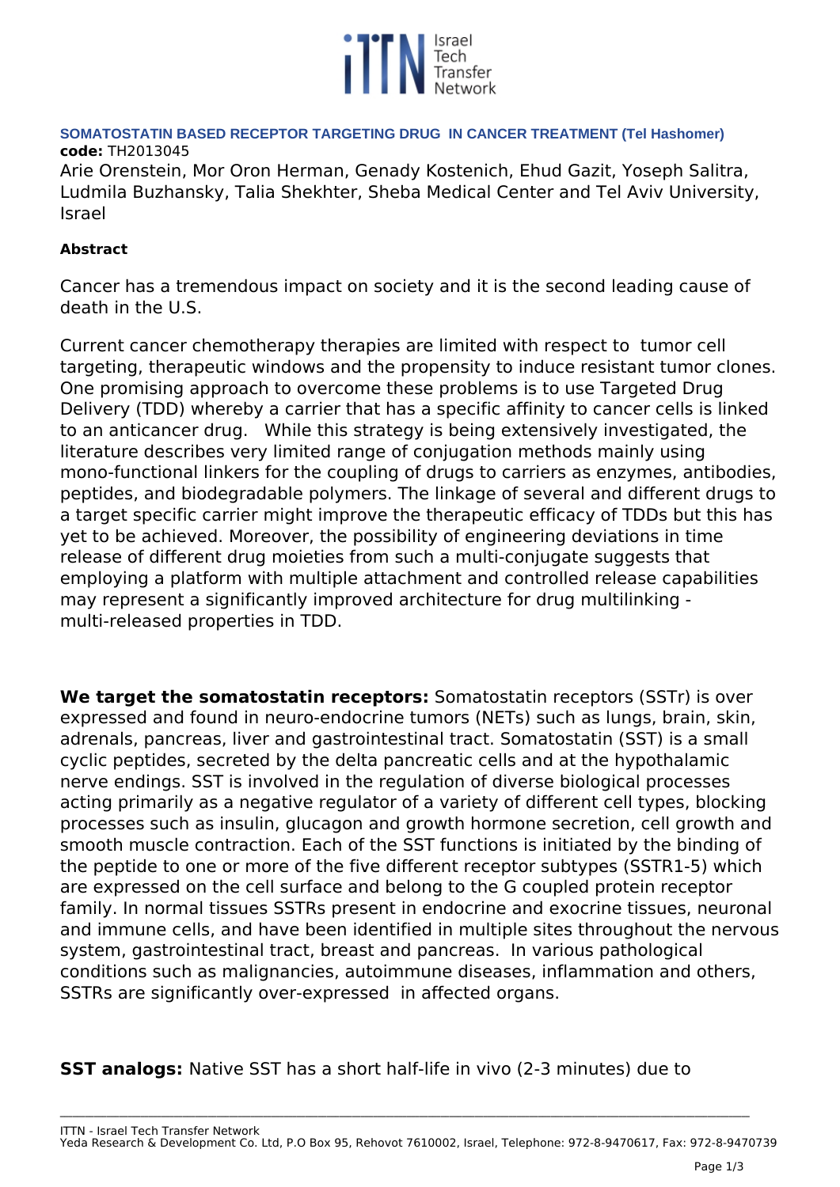## SOMATOSTATIN BASED RECEPTOR TARGETING DRUG IN CANCER TREATMENT (Tel Hashomer)

**code:** TH2013045

Arie Orenstein, Mor Oron Herman, Genady Kostenich, Ehud Gazit, Yoseph Salitra, Ludmila Buzhansky, Talia Shekhter, Sheba Medical Center and Tel Aviv University, Israel

**Abstract**

Cancer has a tremendous impact on society and it is the second leading cause of death in the U.S.

Current cancer chemotherapy therapies are limited with respect to tumor cell targeting, therapeutic windows and the propensity to induce resistant tumor clones. One promising approach to overcome these problems is to use Targeted Drug Delivery (TDD) whereby a carrier that has a specific affinity to cancer cells is linked to an anticancer drug. While this strategy is being extensively investigated, the literature describes very limited range of conjugation methods mainly using mono-functional linkers for the coupling of drugs to carriers as enzymes, antibodies, peptides, and biodegradable polymers. The linkage of several and different drugs to a target specific carrier might improve the therapeutic efficacy of TDDs but this has yet to be achieved. Moreover, the possibility of engineering deviations in time release of different drug moieties from such a multi-conjugate suggests that employing a platform with multiple attachment and controlled release capabilities may represent a significantly improved architecture for drug multilinking - multi-released properties in TDD.

**We target the somatostatin receptors:** Somatostatin receptors (SSTr) is over expressed and found in neuro-endocrine tumors (NETs) such as lungs, brain, skin, adrenals, pancreas, liver and gastrointestinal tract. Somatostatin (SST) is a small cyclic peptides, secreted by the delta pancreatic cells and at the hypothalamic nerve endings. SST is involved in the regulation of diverse biological processes acting primarily as a negative regulator of a variety of different cell types, blocking processes such as insulin, glucagon and growth hormone secretion, cell growth and smooth muscle contraction. Each of the SST functions is initiated by the binding of the peptide to one or more of the five different receptor subtypes (SSTR1-5) which are expressed on the cell surface and belong to the G coupled protein receptor family. In normal tissues SSTRs present in endocrine and exocrine tissues, neuronal and immune cells, and have been identified in multiple sites throughout the nervous system, gastrointestinal tract, breast and pancreas. In various pathological conditions such as malignancies, autoimmune diseases, inflammation and others, SSTRs are significantly over-expressed in affected organs.

**SST analogs:** Native SST has a short half-life in vivo (2-3 minutes) due to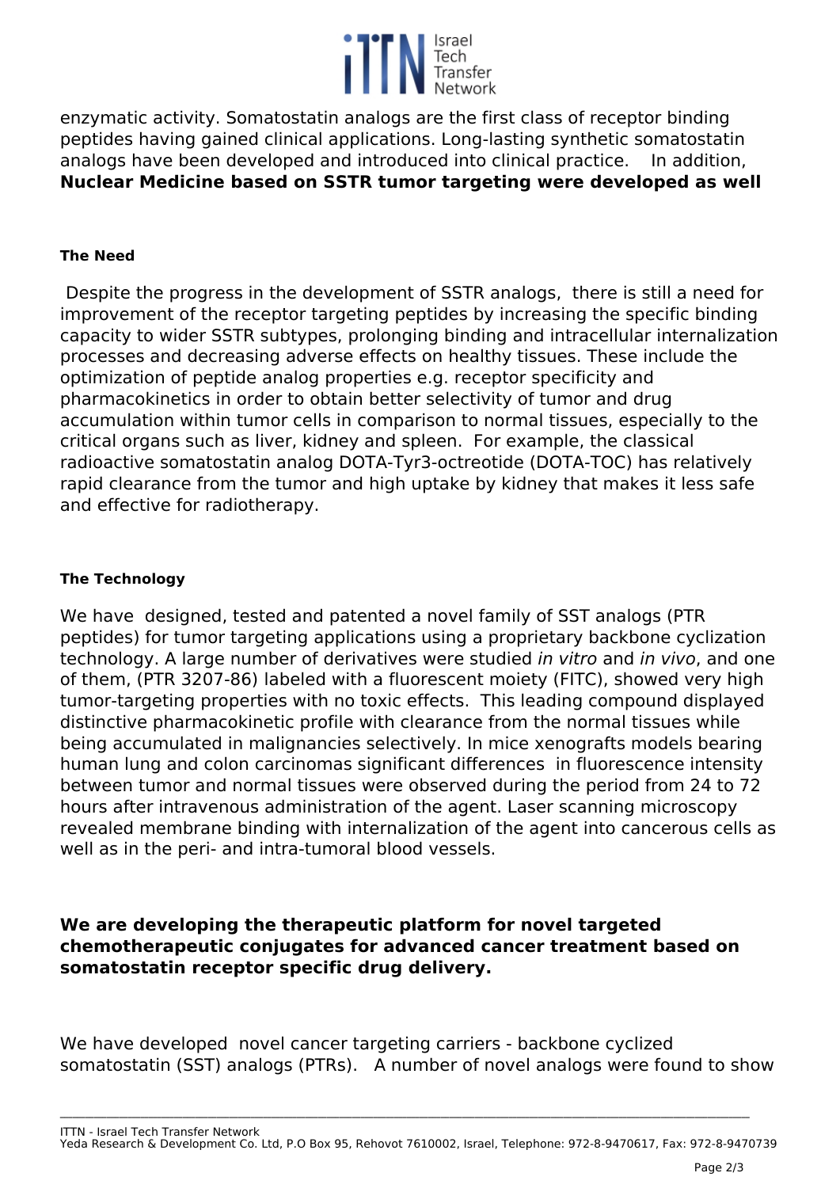enzymatic activity. Somatostatin analogs are the first class of receptor binding peptides having gained clinical applications. Long-lasting synthetic somatostatin analogs have been developed and introduced into clinical practice.    In addition, **Nuclear Medicine based on SSTR tumor targeting were developed as well**

#### The Need

Despite the progress in the development of SSTR analogs,  there is still a need for improvement of the receptor targeting peptides by increasing the specific binding capacity to wider SSTR subtypes, prolonging binding and intracellular internalization processes and decreasing adverse effects on healthy tissues. These include the optimization of peptide analog properties e.g. receptor specificity and pharmacokinetics in order to obtain better selectivity of tumor and drug accumulation within tumor cells in comparison to normal tissues, especially to the critical organs such as liver, kidney and spleen.  For example, the classical radioactive somatostatin analog DOTA-Tyr3-octreotide (DOTA-TOC) has relatively rapid clearance from the tumor and high uptake by kidney that makes it less safe and effective for radiotherapy.

#### The Technology

We have  designed, tested and patented a novel family of SST analogs (PTR peptides) for tumor targeting applications using a proprietary backbone cyclization technology. A large number of derivatives were studied *in vitro* and *in vivo*, and one of them, (PTR 3207-86) labeled with a fluorescent moiety (FITC), showed very high tumor-targeting properties with no toxic effects.  This leading compound displayed distinctive pharmacokinetic profile with clearance from the normal tissues while being accumulated in malignancies selectively. In mice xenografts models bearing human lung and colon carcinomas significant differences  in fluorescence intensity between tumor and normal tissues were observed during the period from 24 to 72 hours after intravenous administration of the agent. Laser scanning microscopy revealed membrane binding with internalization of the agent into cancerous cells as well as in the peri- and intra-tumoral blood vessels.

**We are developing the therapeutic platform for novel targeted chemotherapeutic conjugates for advanced cancer treatment based on somatostatin receptor specific drug delivery.**

We have developed  novel cancer targeting carriers - backbone cyclized somatostatin (SST) analogs (PTRs).   A number of novel analogs were found to show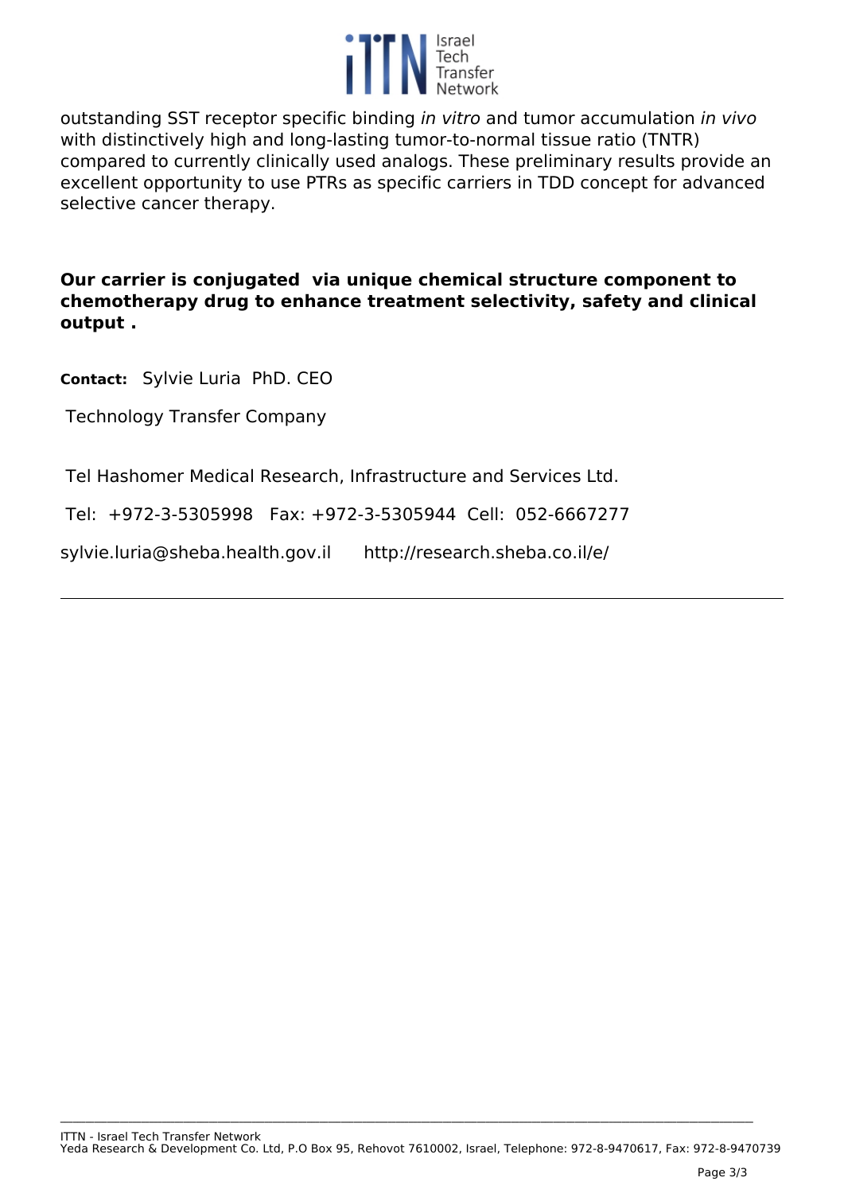outstanding SST receptor specific binding *in vitro* and tumor accumulation *in vivo* with distinctively high and long-lasting tumor-to-normal tissue ratio (TNTR) compared to currently clinically used analogs. These preliminary results provide an excellent opportunity to use PTRs as specific carriers in TDD concept for advanced selective cancer therapy.

**Our carrier is conjugated via unique chemical structure component to chemotherapy drug to enhance treatment selectivity, safety and clinical output .**

**Contact:** Sylvie Luria PhD. CEO

Technology Transfer Company

Tel Hashomer Medical Research, Infrastructure and Services Ltd.

Tel: +972-3-5305998 Fax: +972-3-5305944 Cell: 052-6667277

sylvie.luria@sheba.health.gov.il http://research.sheba.co.il/e/

---